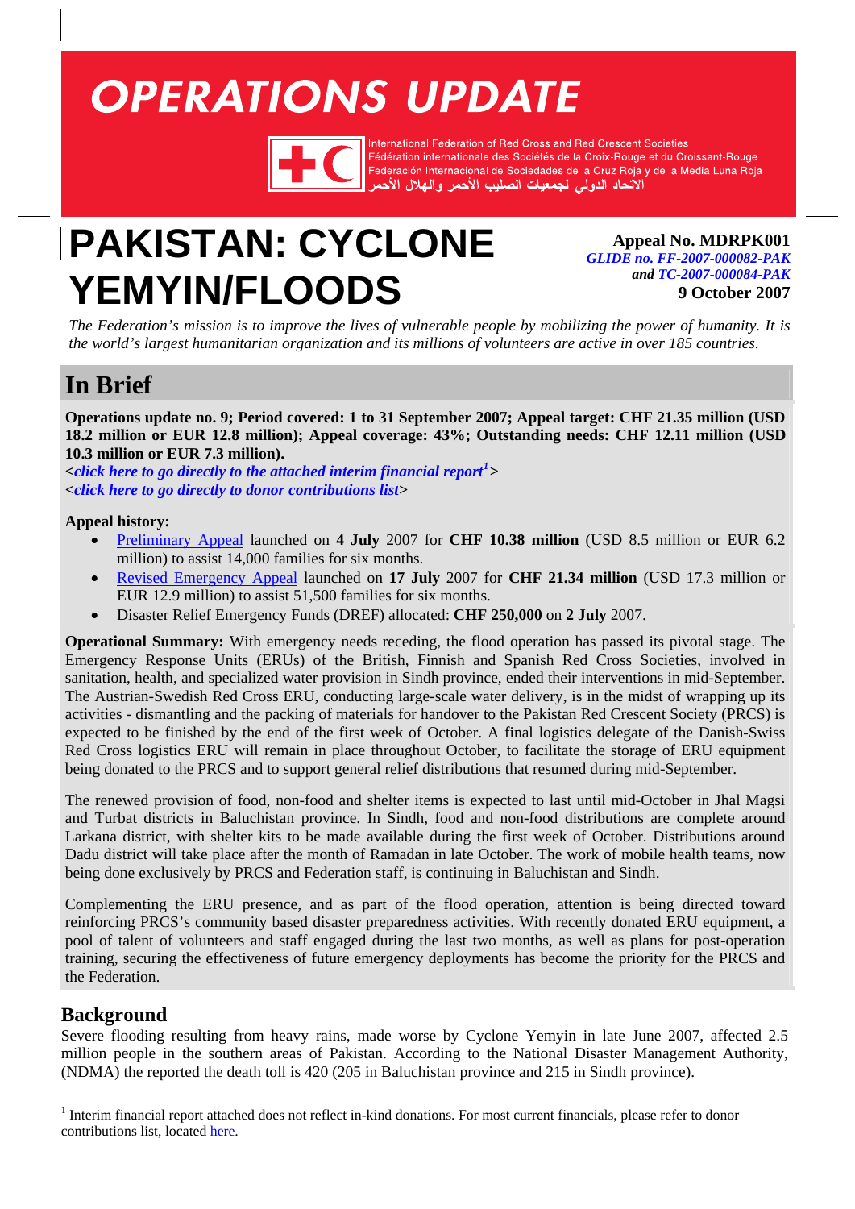# OPERATIONS UPDATE

International Federation of Red Cross and Red Crescent Societies
Fédération internationale des Sociétés de la Croix-Rouge et du Croissant-Rouge
Federación Internacional de Sociedades de la Cruz Roja y de la Media Luna Roja
الاتحاد الدولي لجمعيات الصليب الأحمر والهلال الأحمر

# PAKISTAN: CYCLONE YEMYIN/FLOODS

**Appeal No. MDRPK001**
***GLIDE no. FF-2007-000082-PAK***
***and TC-2007-000084-PAK***
**9 October 2007**

*The Federation's mission is to improve the lives of vulnerable people by mobilizing the power of humanity. It is the world's largest humanitarian organization and its millions of volunteers are active in over 185 countries.*

## In Brief

**Operations update no. 9; Period covered: 1 to 31 September 2007; Appeal target: CHF 21.35 million (USD 18.2 million or EUR 12.8 million); Appeal coverage: 43%; Outstanding needs: CHF 12.11 million (USD 10.3 million or EUR 7.3 million).**

**<*click here to go directly to the attached interim financial report*[1]>**
**<*click here to go directly to donor contributions list*>**

**Appeal history:**

- Preliminary Appeal launched on **4 July** 2007 for **CHF 10.38 million** (USD 8.5 million or EUR 6.2 million) to assist 14,000 families for six months.
- Revised Emergency Appeal launched on **17 July** 2007 for **CHF 21.34 million** (USD 17.3 million or EUR 12.9 million) to assist 51,500 families for six months.
- Disaster Relief Emergency Funds (DREF) allocated: **CHF 250,000** on **2 July** 2007.

**Operational Summary:** With emergency needs receding, the flood operation has passed its pivotal stage. The Emergency Response Units (ERUs) of the British, Finnish and Spanish Red Cross Societies, involved in sanitation, health, and specialized water provision in Sindh province, ended their interventions in mid-September. The Austrian-Swedish Red Cross ERU, conducting large-scale water delivery, is in the midst of wrapping up its activities - dismantling and the packing of materials for handover to the Pakistan Red Crescent Society (PRCS) is expected to be finished by the end of the first week of October. A final logistics delegate of the Danish-Swiss Red Cross logistics ERU will remain in place throughout October, to facilitate the storage of ERU equipment being donated to the PRCS and to support general relief distributions that resumed during mid-September.

The renewed provision of food, non-food and shelter items is expected to last until mid-October in Jhal Magsi and Turbat districts in Baluchistan province. In Sindh, food and non-food distributions are complete around Larkana district, with shelter kits to be made available during the first week of October. Distributions around Dadu district will take place after the month of Ramadan in late October. The work of mobile health teams, now being done exclusively by PRCS and Federation staff, is continuing in Baluchistan and Sindh.

Complementing the ERU presence, and as part of the flood operation, attention is being directed toward reinforcing PRCS's community based disaster preparedness activities. With recently donated ERU equipment, a pool of talent of volunteers and staff engaged during the last two months, as well as plans for post-operation training, securing the effectiveness of future emergency deployments has become the priority for the PRCS and the Federation.

## Background

Severe flooding resulting from heavy rains, made worse by Cyclone Yemyin in late June 2007, affected 2.5 million people in the southern areas of Pakistan. According to the National Disaster Management Authority, (NDMA) the reported the death toll is 420 (205 in Baluchistan province and 215 in Sindh province).

---

[1] Interim financial report attached does not reflect in-kind donations. For most current financials, please refer to donor contributions list, located here.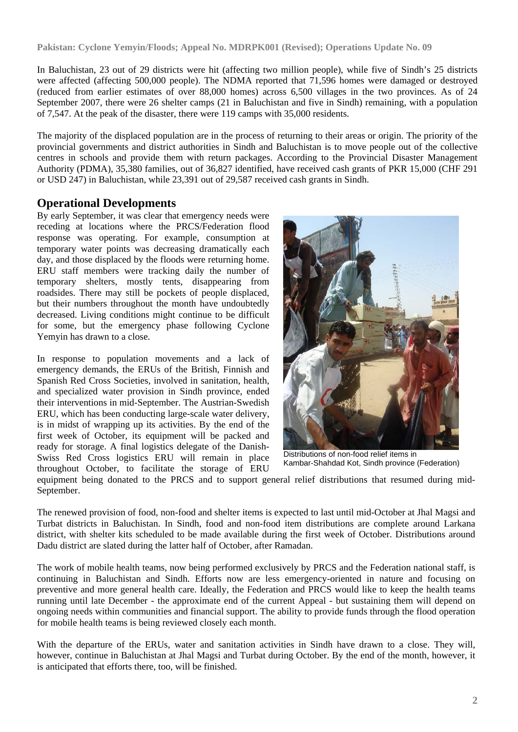In Baluchistan, 23 out of 29 districts were hit (affecting two million people), while five of Sindh's 25 districts were affected (affecting 500,000 people). The NDMA reported that 71,596 homes were damaged or destroyed (reduced from earlier estimates of over 88,000 homes) across 6,500 villages in the two provinces. As of 24 September 2007, there were 26 shelter camps (21 in Baluchistan and five in Sindh) remaining, with a population of 7,547. At the peak of the disaster, there were 119 camps with 35,000 residents.

The majority of the displaced population are in the process of returning to their areas or origin. The priority of the provincial governments and district authorities in Sindh and Baluchistan is to move people out of the collective centres in schools and provide them with return packages. According to the Provincial Disaster Management Authority (PDMA), 35,380 families, out of 36,827 identified, have received cash grants of PKR 15,000 (CHF 291 or USD 247) in Baluchistan, while 23,391 out of 29,587 received cash grants in Sindh.

## Operational Developments

By early September, it was clear that emergency needs were receding at locations where the PRCS/Federation flood response was operating. For example, consumption at temporary water points was decreasing dramatically each day, and those displaced by the floods were returning home. ERU staff members were tracking daily the number of temporary shelters, mostly tents, disappearing from roadsides. There may still be pockets of people displaced, but their numbers throughout the month have undoubtedly decreased. Living conditions might continue to be difficult for some, but the emergency phase following Cyclone Yemyin has drawn to a close.

In response to population movements and a lack of emergency demands, the ERUs of the British, Finnish and Spanish Red Cross Societies, involved in sanitation, health, and specialized water provision in Sindh province, ended their interventions in mid-September. The Austrian-Swedish ERU, which has been conducting large-scale water delivery, is in midst of wrapping up its activities. By the end of the first week of October, its equipment will be packed and ready for storage. A final logistics delegate of the Danish-Swiss Red Cross logistics ERU will remain in place throughout October, to facilitate the storage of ERU equipment being donated to the PRCS and to support general relief distributions that resumed during mid-September.

Distributions of non-food relief items in Kambar-Shahdad Kot, Sindh province (Federation)

The renewed provision of food, non-food and shelter items is expected to last until mid-October at Jhal Magsi and Turbat districts in Baluchistan. In Sindh, food and non-food item distributions are complete around Larkana district, with shelter kits scheduled to be made available during the first week of October. Distributions around Dadu district are slated during the latter half of October, after Ramadan.

The work of mobile health teams, now being performed exclusively by PRCS and the Federation national staff, is continuing in Baluchistan and Sindh. Efforts now are less emergency-oriented in nature and focusing on preventive and more general health care. Ideally, the Federation and PRCS would like to keep the health teams running until late December - the approximate end of the current Appeal - but sustaining them will depend on ongoing needs within communities and financial support. The ability to provide funds through the flood operation for mobile health teams is being reviewed closely each month.

With the departure of the ERUs, water and sanitation activities in Sindh have drawn to a close. They will, however, continue in Baluchistan at Jhal Magsi and Turbat during October. By the end of the month, however, it is anticipated that efforts there, too, will be finished.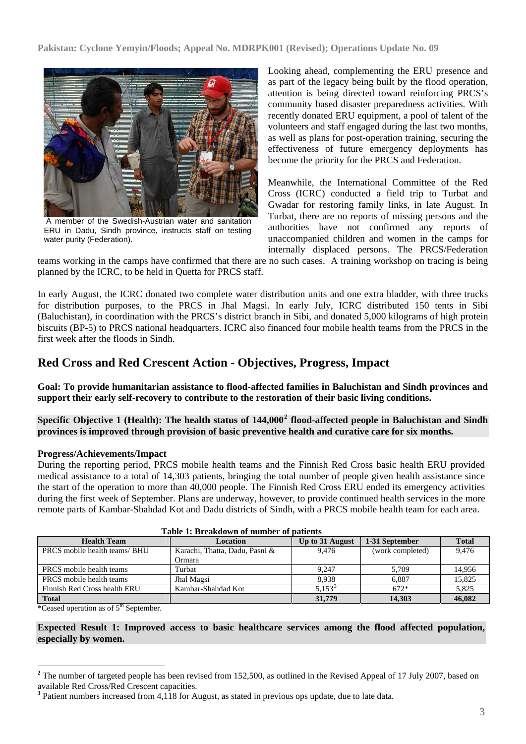A member of the Swedish-Austrian water and sanitation ERU in Dadu, Sindh province, instructs staff on testing water purity (Federation).

Looking ahead, complementing the ERU presence and as part of the legacy being built by the flood operation, attention is being directed toward reinforcing PRCS's community based disaster preparedness activities. With recently donated ERU equipment, a pool of talent of the volunteers and staff engaged during the last two months, as well as plans for post-operation training, securing the effectiveness of future emergency deployments has become the priority for the PRCS and Federation.

Meanwhile, the International Committee of the Red Cross (ICRC) conducted a field trip to Turbat and Gwadar for restoring family links, in late August. In Turbat, there are no reports of missing persons and the authorities have not confirmed any reports of unaccompanied children and women in the camps for internally displaced persons. The PRCS/Federation teams working in the camps have confirmed that there are no such cases. A training workshop on tracing is being planned by the ICRC, to be held in Quetta for PRCS staff.

In early August, the ICRC donated two complete water distribution units and one extra bladder, with three trucks for distribution purposes, to the PRCS in Jhal Magsi. In early July, ICRC distributed 150 tents in Sibi (Baluchistan), in coordination with the PRCS's district branch in Sibi, and donated 5,000 kilograms of high protein biscuits (BP-5) to PRCS national headquarters. ICRC also financed four mobile health teams from the PRCS in the first week after the floods in Sindh.

## Red Cross and Red Crescent Action - Objectives, Progress, Impact

**Goal: To provide humanitarian assistance to flood-affected families in Baluchistan and Sindh provinces and support their early self-recovery to contribute to the restoration of their basic living conditions.**

**Specific Objective 1 (Health): The health status of 144,000[2] flood-affected people in Baluchistan and Sindh provinces is improved through provision of basic preventive health and curative care for six months.**

**Progress/Achievements/Impact**

During the reporting period, PRCS mobile health teams and the Finnish Red Cross basic health ERU provided medical assistance to a total of 14,303 patients, bringing the total number of people given health assistance since the start of the operation to more than 40,000 people. The Finnish Red Cross ERU ended its emergency activities during the first week of September. Plans are underway, however, to provide continued health services in the more remote parts of Kambar-Shahdad Kot and Dadu districts of Sindh, with a PRCS mobile health team for each area.

**Table 1: Breakdown of number of patients**

| Health Team | Location | Up to 31 August | 1-31 September | Total |
|---|---|---|---|---|
| PRCS mobile health teams/ BHU | Karachi, Thatta, Dadu, Pasni & Ormara | 9,476 | (work completed) | 9,476 |
| PRCS mobile health teams | Turbat | 9,247 | 5,709 | 14,956 |
| PRCS mobile health teams | Jhal Magsi | 8,938 | 6,887 | 15,825 |
| Finnish Red Cross health ERU | Kambar-Shahdad Kot | 5,153[3] | 672* | 5,825 |
| **Total** | | **31,779** | **14,303** | **46,082** |

*Ceased operation as of 5th September.

**Expected Result 1: Improved access to basic healthcare services among the flood affected population, especially by women.**

[2] The number of targeted people has been revised from 152,500, as outlined in the Revised Appeal of 17 July 2007, based on available Red Cross/Red Crescent capacities.

[3] Patient numbers increased from 4,118 for August, as stated in previous ops update, due to late data.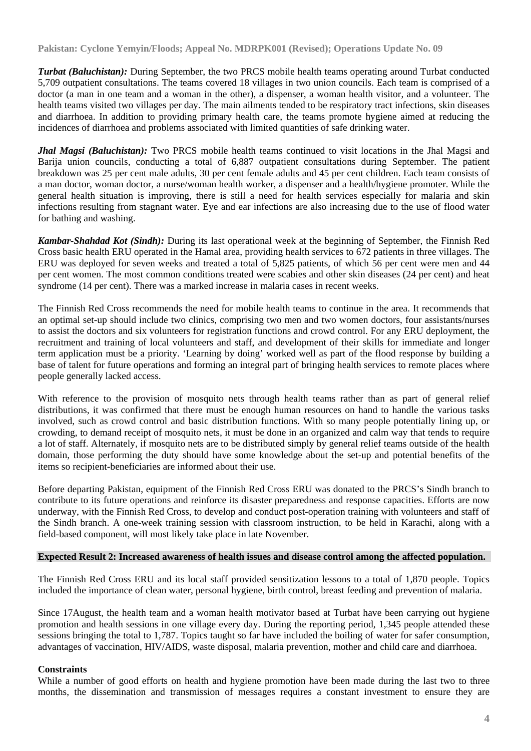***Turbat (Baluchistan):*** During September, the two PRCS mobile health teams operating around Turbat conducted 5,709 outpatient consultations. The teams covered 18 villages in two union councils. Each team is comprised of a doctor (a man in one team and a woman in the other), a dispenser, a woman health visitor, and a volunteer. The health teams visited two villages per day. The main ailments tended to be respiratory tract infections, skin diseases and diarrhoea. In addition to providing primary health care, the teams promote hygiene aimed at reducing the incidences of diarrhoea and problems associated with limited quantities of safe drinking water.

***Jhal Magsi (Baluchistan):*** Two PRCS mobile health teams continued to visit locations in the Jhal Magsi and Barija union councils, conducting a total of 6,887 outpatient consultations during September. The patient breakdown was 25 per cent male adults, 30 per cent female adults and 45 per cent children. Each team consists of a man doctor, woman doctor, a nurse/woman health worker, a dispenser and a health/hygiene promoter. While the general health situation is improving, there is still a need for health services especially for malaria and skin infections resulting from stagnant water. Eye and ear infections are also increasing due to the use of flood water for bathing and washing.

***Kambar-Shahdad Kot (Sindh):*** During its last operational week at the beginning of September, the Finnish Red Cross basic health ERU operated in the Hamal area, providing health services to 672 patients in three villages. The ERU was deployed for seven weeks and treated a total of 5,825 patients, of which 56 per cent were men and 44 per cent women. The most common conditions treated were scabies and other skin diseases (24 per cent) and heat syndrome (14 per cent). There was a marked increase in malaria cases in recent weeks.

The Finnish Red Cross recommends the need for mobile health teams to continue in the area. It recommends that an optimal set-up should include two clinics, comprising two men and two women doctors, four assistants/nurses to assist the doctors and six volunteers for registration functions and crowd control. For any ERU deployment, the recruitment and training of local volunteers and staff, and development of their skills for immediate and longer term application must be a priority. 'Learning by doing' worked well as part of the flood response by building a base of talent for future operations and forming an integral part of bringing health services to remote places where people generally lacked access.

With reference to the provision of mosquito nets through health teams rather than as part of general relief distributions, it was confirmed that there must be enough human resources on hand to handle the various tasks involved, such as crowd control and basic distribution functions. With so many people potentially lining up, or crowding, to demand receipt of mosquito nets, it must be done in an organized and calm way that tends to require a lot of staff. Alternately, if mosquito nets are to be distributed simply by general relief teams outside of the health domain, those performing the duty should have some knowledge about the set-up and potential benefits of the items so recipient-beneficiaries are informed about their use.

Before departing Pakistan, equipment of the Finnish Red Cross ERU was donated to the PRCS's Sindh branch to contribute to its future operations and reinforce its disaster preparedness and response capacities. Efforts are now underway, with the Finnish Red Cross, to develop and conduct post-operation training with volunteers and staff of the Sindh branch. A one-week training session with classroom instruction, to be held in Karachi, along with a field-based component, will most likely take place in late November.

**Expected Result 2: Increased awareness of health issues and disease control among the affected population.**

The Finnish Red Cross ERU and its local staff provided sensitization lessons to a total of 1,870 people. Topics included the importance of clean water, personal hygiene, birth control, breast feeding and prevention of malaria.

Since 17August, the health team and a woman health motivator based at Turbat have been carrying out hygiene promotion and health sessions in one village every day. During the reporting period, 1,345 people attended these sessions bringing the total to 1,787. Topics taught so far have included the boiling of water for safer consumption, advantages of vaccination, HIV/AIDS, waste disposal, malaria prevention, mother and child care and diarrhoea.

**Constraints**

While a number of good efforts on health and hygiene promotion have been made during the last two to three months, the dissemination and transmission of messages requires a constant investment to ensure they are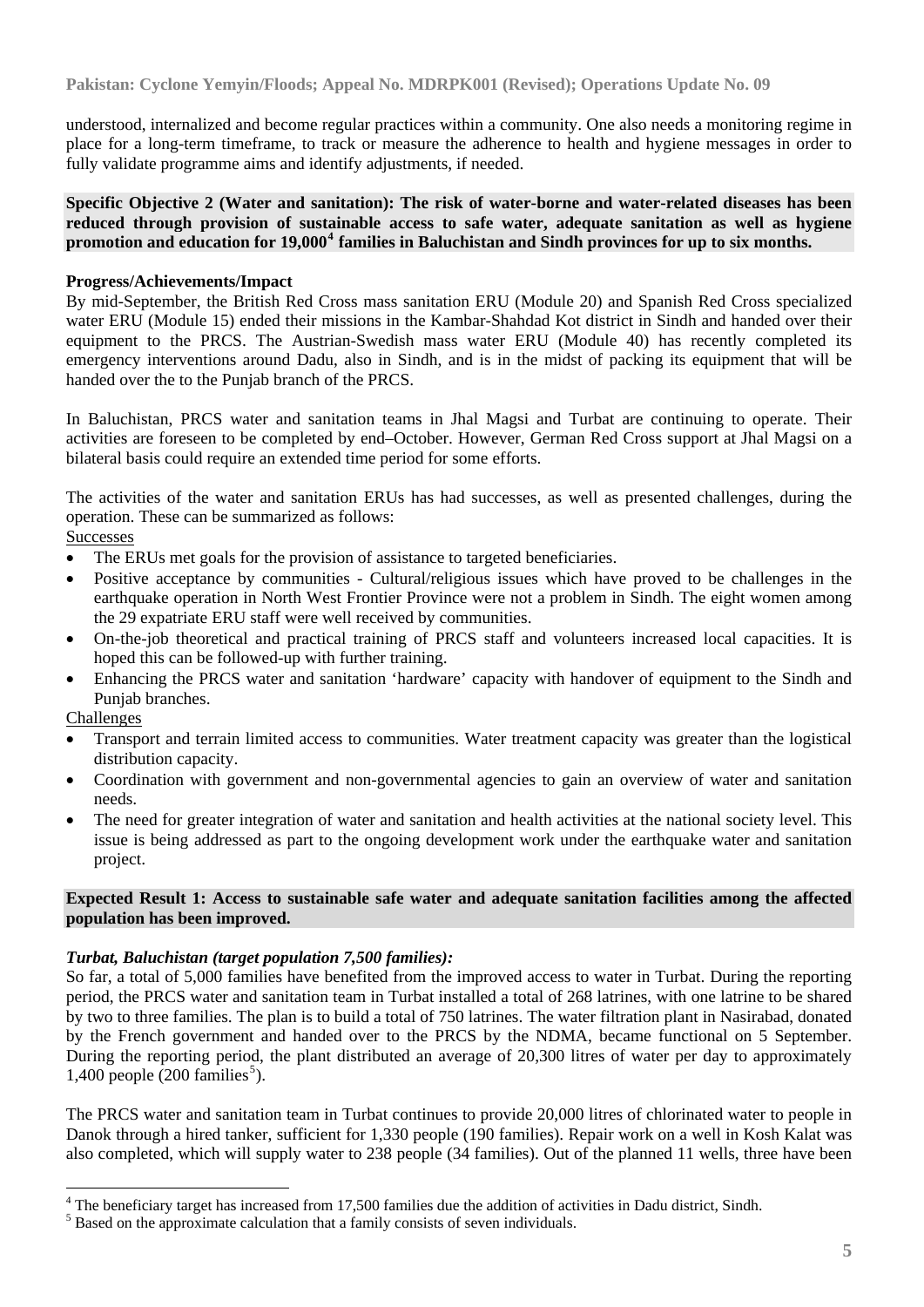understood, internalized and become regular practices within a community. One also needs a monitoring regime in place for a long-term timeframe, to track or measure the adherence to health and hygiene messages in order to fully validate programme aims and identify adjustments, if needed.

**Specific Objective 2 (Water and sanitation): The risk of water-borne and water-related diseases has been reduced through provision of sustainable access to safe water, adequate sanitation as well as hygiene promotion and education for 19,000[4] families in Baluchistan and Sindh provinces for up to six months.**

**Progress/Achievements/Impact**

By mid-September, the British Red Cross mass sanitation ERU (Module 20) and Spanish Red Cross specialized water ERU (Module 15) ended their missions in the Kambar-Shahdad Kot district in Sindh and handed over their equipment to the PRCS. The Austrian-Swedish mass water ERU (Module 40) has recently completed its emergency interventions around Dadu, also in Sindh, and is in the midst of packing its equipment that will be handed over the to the Punjab branch of the PRCS.

In Baluchistan, PRCS water and sanitation teams in Jhal Magsi and Turbat are continuing to operate. Their activities are foreseen to be completed by end–October. However, German Red Cross support at Jhal Magsi on a bilateral basis could require an extended time period for some efforts.

The activities of the water and sanitation ERUs has had successes, as well as presented challenges, during the operation. These can be summarized as follows:

Successes

- The ERUs met goals for the provision of assistance to targeted beneficiaries.
- Positive acceptance by communities - Cultural/religious issues which have proved to be challenges in the earthquake operation in North West Frontier Province were not a problem in Sindh. The eight women among the 29 expatriate ERU staff were well received by communities.
- On-the-job theoretical and practical training of PRCS staff and volunteers increased local capacities. It is hoped this can be followed-up with further training.
- Enhancing the PRCS water and sanitation 'hardware' capacity with handover of equipment to the Sindh and Punjab branches.

Challenges

- Transport and terrain limited access to communities. Water treatment capacity was greater than the logistical distribution capacity.
- Coordination with government and non-governmental agencies to gain an overview of water and sanitation needs.
- The need for greater integration of water and sanitation and health activities at the national society level. This issue is being addressed as part to the ongoing development work under the earthquake water and sanitation project.

**Expected Result 1: Access to sustainable safe water and adequate sanitation facilities among the affected population has been improved.**

***Turbat, Baluchistan (target population 7,500 families):***

So far, a total of 5,000 families have benefited from the improved access to water in Turbat. During the reporting period, the PRCS water and sanitation team in Turbat installed a total of 268 latrines, with one latrine to be shared by two to three families. The plan is to build a total of 750 latrines. The water filtration plant in Nasirabad, donated by the French government and handed over to the PRCS by the NDMA, became functional on 5 September. During the reporting period, the plant distributed an average of 20,300 litres of water per day to approximately 1,400 people (200 families[5]).

The PRCS water and sanitation team in Turbat continues to provide 20,000 litres of chlorinated water to people in Danok through a hired tanker, sufficient for 1,330 people (190 families). Repair work on a well in Kosh Kalat was also completed, which will supply water to 238 people (34 families). Out of the planned 11 wells, three have been

[4] The beneficiary target has increased from 17,500 families due the addition of activities in Dadu district, Sindh.

[5] Based on the approximate calculation that a family consists of seven individuals.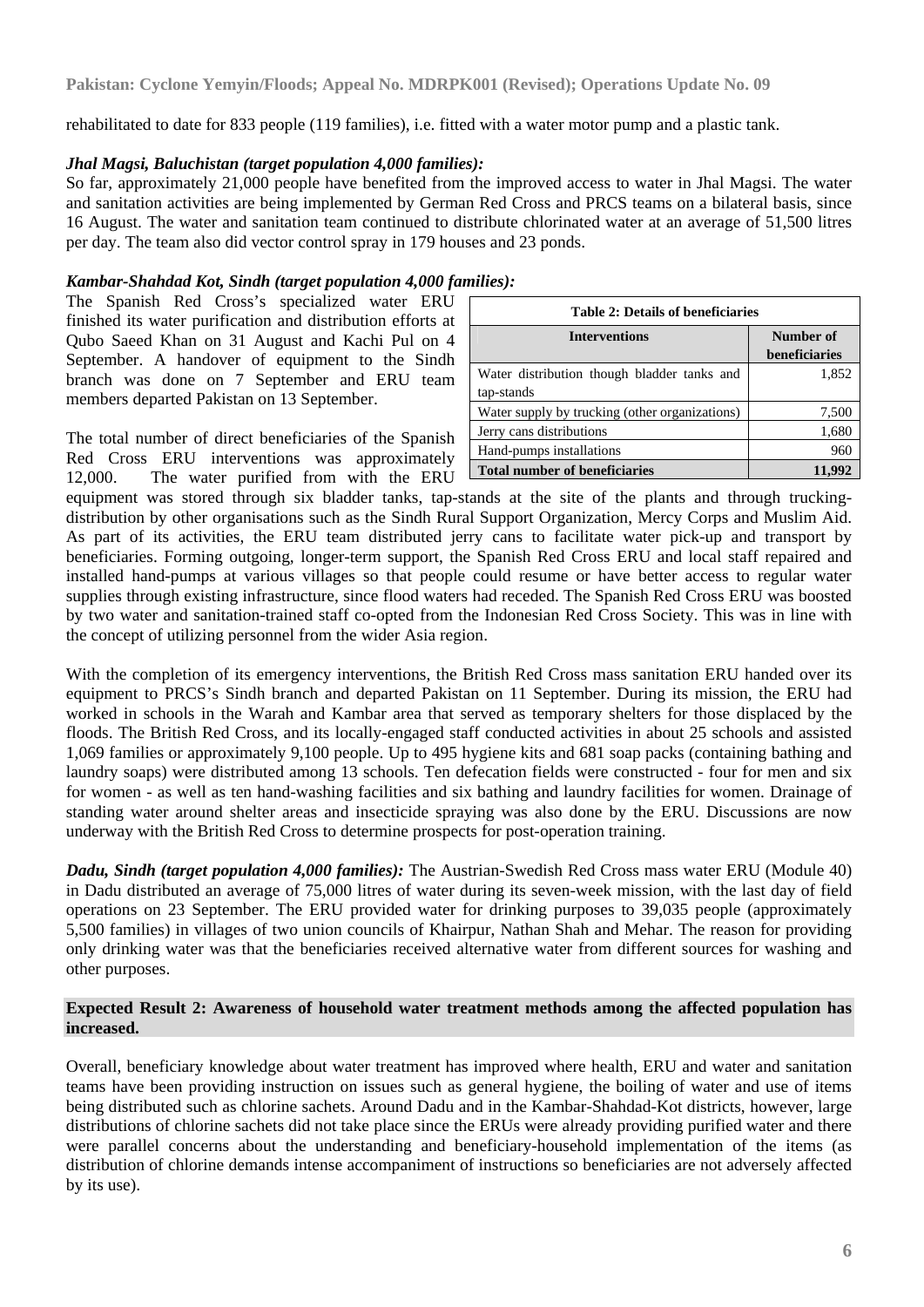rehabilitated to date for 833 people (119 families), i.e. fitted with a water motor pump and a plastic tank.

***Jhal Magsi, Baluchistan (target population 4,000 families):***
So far, approximately 21,000 people have benefited from the improved access to water in Jhal Magsi. The water and sanitation activities are being implemented by German Red Cross and PRCS teams on a bilateral basis, since 16 August. The water and sanitation team continued to distribute chlorinated water at an average of 51,500 litres per day. The team also did vector control spray in 179 houses and 23 ponds.

***Kambar-Shahdad Kot, Sindh (target population 4,000 families):***
The Spanish Red Cross's specialized water ERU finished its water purification and distribution efforts at Qubo Saeed Khan on 31 August and Kachi Pul on 4 September. A handover of equipment to the Sindh branch was done on 7 September and ERU team members departed Pakistan on 13 September.

**Table 2: Details of beneficiaries**

| Interventions | Number of beneficiaries |
|---|---|
| Water distribution though bladder tanks and tap-stands | 1,852 |
| Water supply by trucking (other organizations) | 7,500 |
| Jerry cans distributions | 1,680 |
| Hand-pumps installations | 960 |
| **Total number of beneficiaries** | **11,992** |

The total number of direct beneficiaries of the Spanish Red Cross ERU interventions was approximately 12,000. The water purified from with the ERU equipment was stored through six bladder tanks, tap-stands at the site of the plants and through trucking-distribution by other organisations such as the Sindh Rural Support Organization, Mercy Corps and Muslim Aid. As part of its activities, the ERU team distributed jerry cans to facilitate water pick-up and transport by beneficiaries. Forming outgoing, longer-term support, the Spanish Red Cross ERU and local staff repaired and installed hand-pumps at various villages so that people could resume or have better access to regular water supplies through existing infrastructure, since flood waters had receded. The Spanish Red Cross ERU was boosted by two water and sanitation-trained staff co-opted from the Indonesian Red Cross Society. This was in line with the concept of utilizing personnel from the wider Asia region.

With the completion of its emergency interventions, the British Red Cross mass sanitation ERU handed over its equipment to PRCS's Sindh branch and departed Pakistan on 11 September. During its mission, the ERU had worked in schools in the Warah and Kambar area that served as temporary shelters for those displaced by the floods. The British Red Cross, and its locally-engaged staff conducted activities in about 25 schools and assisted 1,069 families or approximately 9,100 people. Up to 495 hygiene kits and 681 soap packs (containing bathing and laundry soaps) were distributed among 13 schools. Ten defecation fields were constructed - four for men and six for women - as well as ten hand-washing facilities and six bathing and laundry facilities for women. Drainage of standing water around shelter areas and insecticide spraying was also done by the ERU. Discussions are now underway with the British Red Cross to determine prospects for post-operation training.

***Dadu, Sindh (target population 4,000 families):*** The Austrian-Swedish Red Cross mass water ERU (Module 40) in Dadu distributed an average of 75,000 litres of water during its seven-week mission, with the last day of field operations on 23 September. The ERU provided water for drinking purposes to 39,035 people (approximately 5,500 families) in villages of two union councils of Khairpur, Nathan Shah and Mehar. The reason for providing only drinking water was that the beneficiaries received alternative water from different sources for washing and other purposes.

**Expected Result 2: Awareness of household water treatment methods among the affected population has increased.**

Overall, beneficiary knowledge about water treatment has improved where health, ERU and water and sanitation teams have been providing instruction on issues such as general hygiene, the boiling of water and use of items being distributed such as chlorine sachets. Around Dadu and in the Kambar-Shahdad-Kot districts, however, large distributions of chlorine sachets did not take place since the ERUs were already providing purified water and there were parallel concerns about the understanding and beneficiary-household implementation of the items (as distribution of chlorine demands intense accompaniment of instructions so beneficiaries are not adversely affected by its use).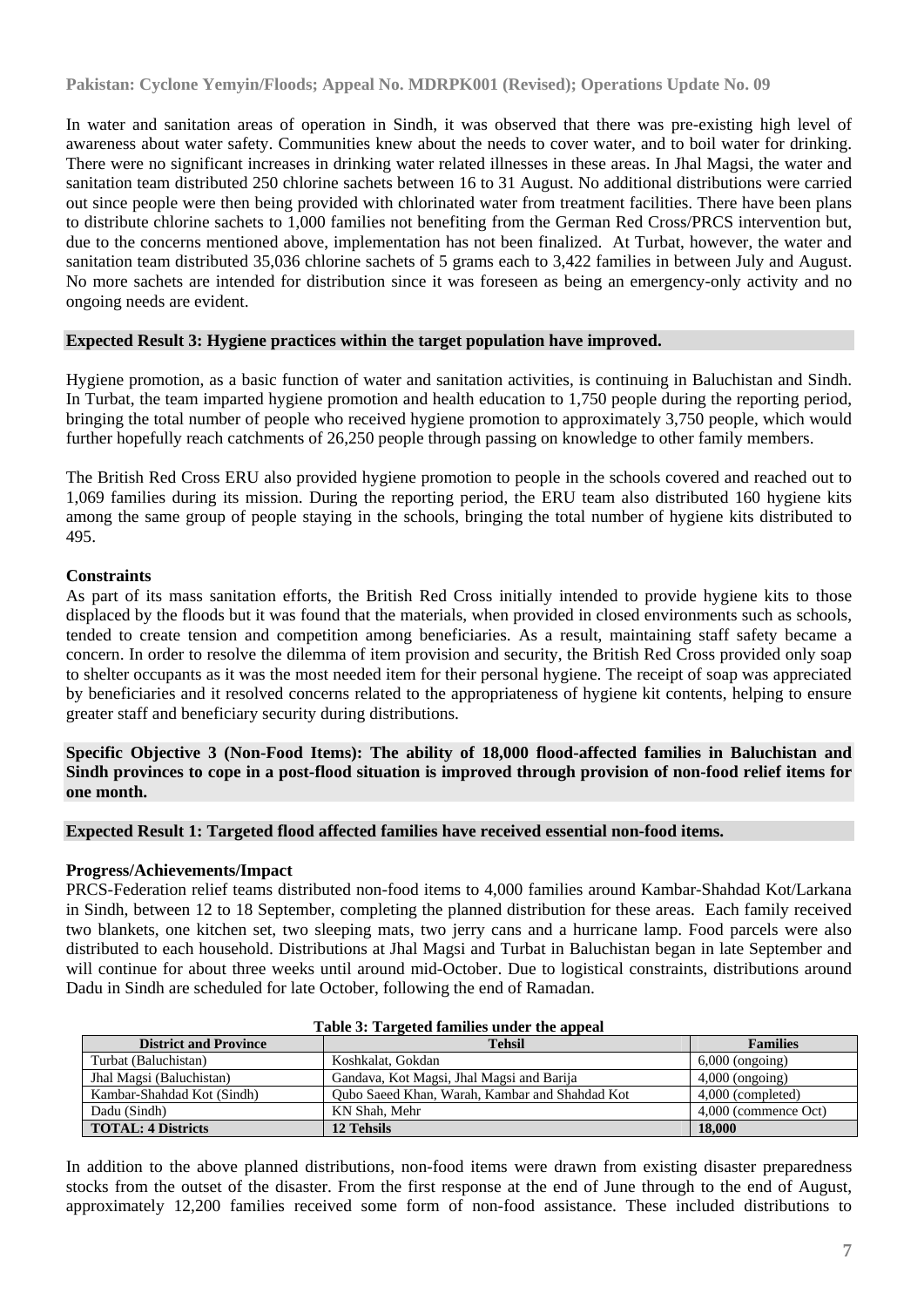In water and sanitation areas of operation in Sindh, it was observed that there was pre-existing high level of awareness about water safety. Communities knew about the needs to cover water, and to boil water for drinking. There were no significant increases in drinking water related illnesses in these areas. In Jhal Magsi, the water and sanitation team distributed 250 chlorine sachets between 16 to 31 August. No additional distributions were carried out since people were then being provided with chlorinated water from treatment facilities. There have been plans to distribute chlorine sachets to 1,000 families not benefiting from the German Red Cross/PRCS intervention but, due to the concerns mentioned above, implementation has not been finalized. At Turbat, however, the water and sanitation team distributed 35,036 chlorine sachets of 5 grams each to 3,422 families in between July and August. No more sachets are intended for distribution since it was foreseen as being an emergency-only activity and no ongoing needs are evident.

**Expected Result 3: Hygiene practices within the target population have improved.**

Hygiene promotion, as a basic function of water and sanitation activities, is continuing in Baluchistan and Sindh. In Turbat, the team imparted hygiene promotion and health education to 1,750 people during the reporting period, bringing the total number of people who received hygiene promotion to approximately 3,750 people, which would further hopefully reach catchments of 26,250 people through passing on knowledge to other family members.

The British Red Cross ERU also provided hygiene promotion to people in the schools covered and reached out to 1,069 families during its mission. During the reporting period, the ERU team also distributed 160 hygiene kits among the same group of people staying in the schools, bringing the total number of hygiene kits distributed to 495.

**Constraints**

As part of its mass sanitation efforts, the British Red Cross initially intended to provide hygiene kits to those displaced by the floods but it was found that the materials, when provided in closed environments such as schools, tended to create tension and competition among beneficiaries. As a result, maintaining staff safety became a concern. In order to resolve the dilemma of item provision and security, the British Red Cross provided only soap to shelter occupants as it was the most needed item for their personal hygiene. The receipt of soap was appreciated by beneficiaries and it resolved concerns related to the appropriateness of hygiene kit contents, helping to ensure greater staff and beneficiary security during distributions.

**Specific Objective 3 (Non-Food Items): The ability of 18,000 flood-affected families in Baluchistan and Sindh provinces to cope in a post-flood situation is improved through provision of non-food relief items for one month.**

**Expected Result 1: Targeted flood affected families have received essential non-food items.**

**Progress/Achievements/Impact**

PRCS-Federation relief teams distributed non-food items to 4,000 families around Kambar-Shahdad Kot/Larkana in Sindh, between 12 to 18 September, completing the planned distribution for these areas. Each family received two blankets, one kitchen set, two sleeping mats, two jerry cans and a hurricane lamp. Food parcels were also distributed to each household. Distributions at Jhal Magsi and Turbat in Baluchistan began in late September and will continue for about three weeks until around mid-October. Due to logistical constraints, distributions around Dadu in Sindh are scheduled for late October, following the end of Ramadan.

**Table 3: Targeted families under the appeal**

| District and Province | Tehsil | Families |
|---|---|---|
| Turbat (Baluchistan) | Koshkalat, Gokdan | 6,000 (ongoing) |
| Jhal Magsi (Baluchistan) | Gandava, Kot Magsi, Jhal Magsi and Barija | 4,000 (ongoing) |
| Kambar-Shahdad Kot (Sindh) | Qubo Saeed Khan, Warah, Kambar and Shahdad Kot | 4,000 (completed) |
| Dadu (Sindh) | KN Shah, Mehr | 4,000 (commence Oct) |
| **TOTAL: 4 Districts** | **12 Tehsils** | **18,000** |

In addition to the above planned distributions, non-food items were drawn from existing disaster preparedness stocks from the outset of the disaster. From the first response at the end of June through to the end of August, approximately 12,200 families received some form of non-food assistance. These included distributions to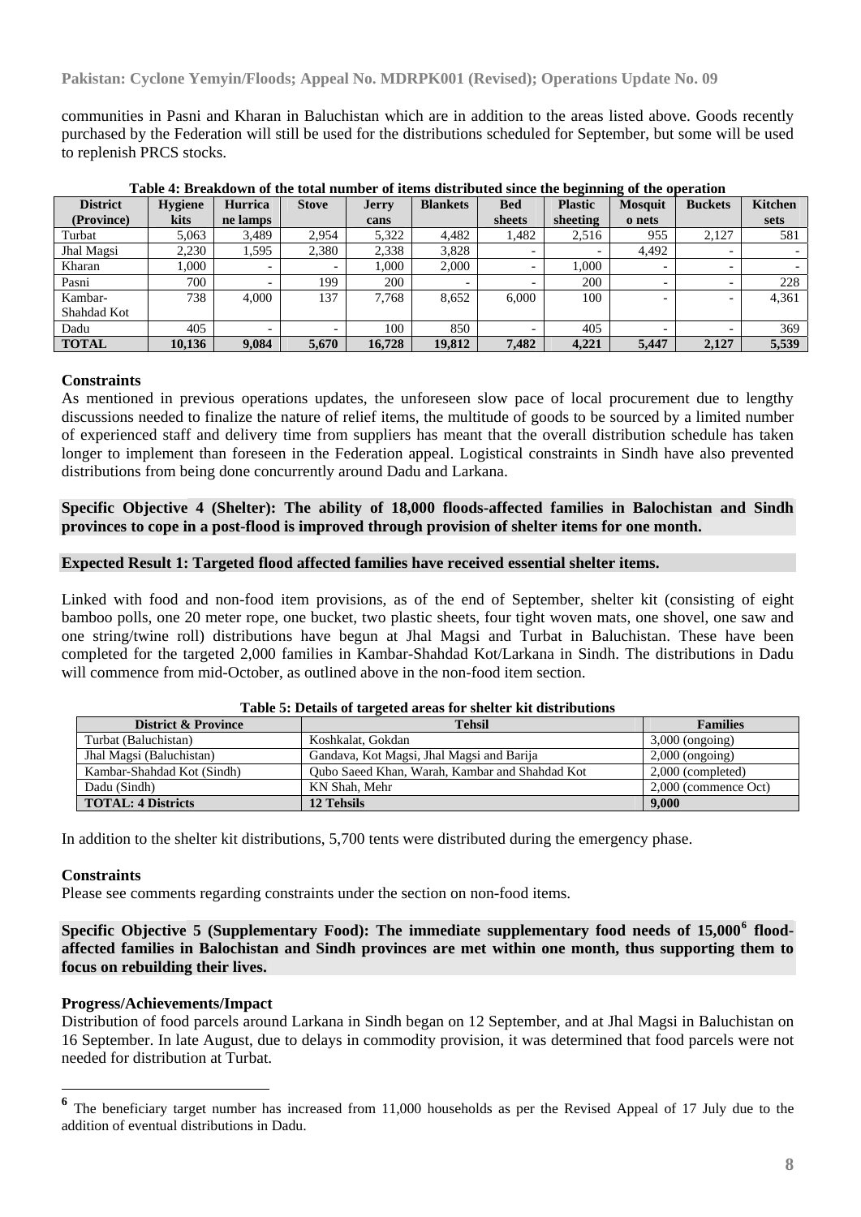communities in Pasni and Kharan in Baluchistan which are in addition to the areas listed above. Goods recently purchased by the Federation will still be used for the distributions scheduled for September, but some will be used to replenish PRCS stocks.

**Table 4: Breakdown of the total number of items distributed since the beginning of the operation**

| District (Province) | Hygiene kits | Hurricane lamps | Stove | Jerry cans | Blankets | Bed sheets | Plastic sheeting | Mosquito nets | Buckets | Kitchen sets |
|---|---|---|---|---|---|---|---|---|---|---|
| Turbat | 5,063 | 3,489 | 2,954 | 5,322 | 4,482 | 1,482 | 2,516 | 955 | 2,127 | 581 |
| Jhal Magsi | 2,230 | 1,595 | 2,380 | 2,338 | 3,828 | - | - | 4,492 | - | - |
| Kharan | 1,000 | - | - | 1,000 | 2,000 | - | 1,000 | - | - | - |
| Pasni | 700 | - | 199 | 200 | - | - | 200 | - | - | 228 |
| Kambar-Shahdad Kot | 738 | 4,000 | 137 | 7,768 | 8,652 | 6,000 | 100 | - | - | 4,361 |
| Dadu | 405 | - | - | 100 | 850 | - | 405 | - | - | 369 |
| **TOTAL** | **10,136** | **9,084** | **5,670** | **16,728** | **19,812** | **7,482** | **4,221** | **5,447** | **2,127** | **5,539** |

**Constraints**

As mentioned in previous operations updates, the unforeseen slow pace of local procurement due to lengthy discussions needed to finalize the nature of relief items, the multitude of goods to be sourced by a limited number of experienced staff and delivery time from suppliers has meant that the overall distribution schedule has taken longer to implement than foreseen in the Federation appeal. Logistical constraints in Sindh have also prevented distributions from being done concurrently around Dadu and Larkana.

**Specific Objective 4 (Shelter): The ability of 18,000 floods-affected families in Balochistan and Sindh provinces to cope in a post-flood is improved through provision of shelter items for one month.**

**Expected Result 1: Targeted flood affected families have received essential shelter items.**

Linked with food and non-food item provisions, as of the end of September, shelter kit (consisting of eight bamboo polls, one 20 meter rope, one bucket, two plastic sheets, four tight woven mats, one shovel, one saw and one string/twine roll) distributions have begun at Jhal Magsi and Turbat in Baluchistan. These have been completed for the targeted 2,000 families in Kambar-Shahdad Kot/Larkana in Sindh. The distributions in Dadu will commence from mid-October, as outlined above in the non-food item section.

**Table 5: Details of targeted areas for shelter kit distributions**

| District & Province | Tehsil | Families |
|---|---|---|
| Turbat (Baluchistan) | Koshkalat, Gokdan | 3,000 (ongoing) |
| Jhal Magsi (Baluchistan) | Gandava, Kot Magsi, Jhal Magsi and Barija | 2,000 (ongoing) |
| Kambar-Shahdad Kot (Sindh) | Qubo Saeed Khan, Warah, Kambar and Shahdad Kot | 2,000 (completed) |
| Dadu (Sindh) | KN Shah, Mehr | 2,000 (commence Oct) |
| **TOTAL: 4 Districts** | **12 Tehsils** | **9,000** |

In addition to the shelter kit distributions, 5,700 tents were distributed during the emergency phase.

**Constraints**

Please see comments regarding constraints under the section on non-food items.

**Specific Objective 5 (Supplementary Food): The immediate supplementary food needs of 15,000[6] flood-affected families in Balochistan and Sindh provinces are met within one month, thus supporting them to focus on rebuilding their lives.**

**Progress/Achievements/Impact**

Distribution of food parcels around Larkana in Sindh began on 12 September, and at Jhal Magsi in Baluchistan on 16 September. In late August, due to delays in commodity provision, it was determined that food parcels were not needed for distribution at Turbat.

[6] The beneficiary target number has increased from 11,000 households as per the Revised Appeal of 17 July due to the addition of eventual distributions in Dadu.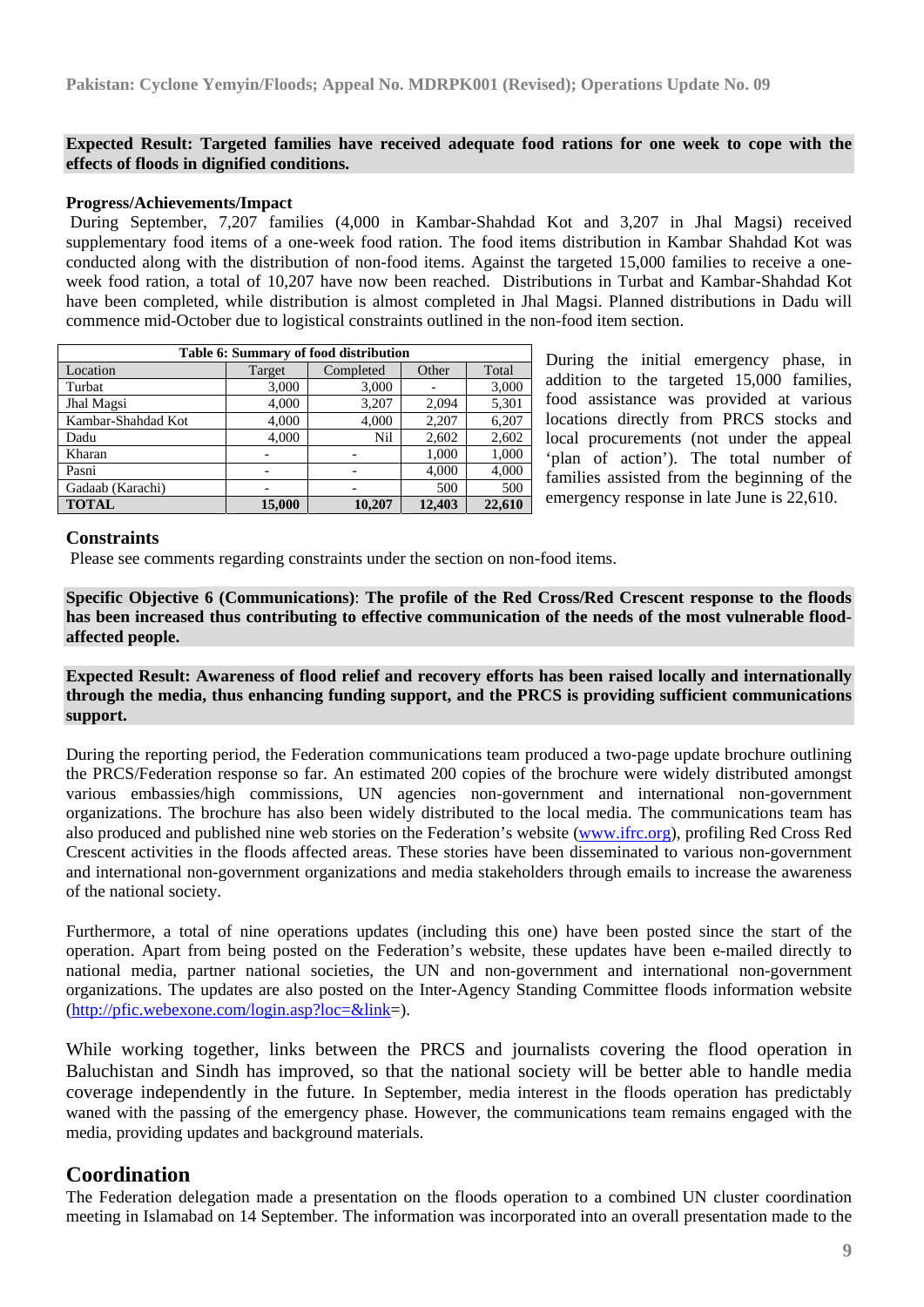**Expected Result: Targeted families have received adequate food rations for one week to cope with the effects of floods in dignified conditions.**

**Progress/Achievements/Impact**

During September, 7,207 families (4,000 in Kambar-Shahdad Kot and 3,207 in Jhal Magsi) received supplementary food items of a one-week food ration. The food items distribution in Kambar Shahdad Kot was conducted along with the distribution of non-food items. Against the targeted 15,000 families to receive a one-week food ration, a total of 10,207 have now been reached. Distributions in Turbat and Kambar-Shahdad Kot have been completed, while distribution is almost completed in Jhal Magsi. Planned distributions in Dadu will commence mid-October due to logistical constraints outlined in the non-food item section.

**Table 6: Summary of food distribution**

| Location | Target | Completed | Other | Total |
|---|---|---|---|---|
| Turbat | 3,000 | 3,000 | - | 3,000 |
| Jhal Magsi | 4,000 | 3,207 | 2,094 | 5,301 |
| Kambar-Shahdad Kot | 4,000 | 4,000 | 2,207 | 6,207 |
| Dadu | 4,000 | Nil | 2,602 | 2,602 |
| Kharan | - | - | 1,000 | 1,000 |
| Pasni | - | - | 4,000 | 4,000 |
| Gadaab (Karachi) | - | - | 500 | 500 |
| **TOTAL** | **15,000** | **10,207** | **12,403** | **22,610** |

During the initial emergency phase, in addition to the targeted 15,000 families, food assistance was provided at various locations directly from PRCS stocks and local procurements (not under the appeal 'plan of action'). The total number of families assisted from the beginning of the emergency response in late June is 22,610.

## Constraints

Please see comments regarding constraints under the section on non-food items.

**Specific Objective 6 (Communications)**: **The profile of the Red Cross/Red Crescent response to the floods has been increased thus contributing to effective communication of the needs of the most vulnerable flood-affected people.**

**Expected Result: Awareness of flood relief and recovery efforts has been raised locally and internationally through the media, thus enhancing funding support, and the PRCS is providing sufficient communications support.**

During the reporting period, the Federation communications team produced a two-page update brochure outlining the PRCS/Federation response so far. An estimated 200 copies of the brochure were widely distributed amongst various embassies/high commissions, UN agencies non-government and international non-government organizations. The brochure has also been widely distributed to the local media. The communications team has also produced and published nine web stories on the Federation's website (www.ifrc.org), profiling Red Cross Red Crescent activities in the floods affected areas. These stories have been disseminated to various non-government and international non-government organizations and media stakeholders through emails to increase the awareness of the national society.

Furthermore, a total of nine operations updates (including this one) have been posted since the start of the operation. Apart from being posted on the Federation's website, these updates have been e-mailed directly to national media, partner national societies, the UN and non-government and international non-government organizations. The updates are also posted on the Inter-Agency Standing Committee floods information website (http://pfic.webexone.com/login.asp?loc=&link=).

While working together, links between the PRCS and journalists covering the flood operation in Baluchistan and Sindh has improved, so that the national society will be better able to handle media coverage independently in the future. In September, media interest in the floods operation has predictably waned with the passing of the emergency phase. However, the communications team remains engaged with the media, providing updates and background materials.

## Coordination

The Federation delegation made a presentation on the floods operation to a combined UN cluster coordination meeting in Islamabad on 14 September. The information was incorporated into an overall presentation made to the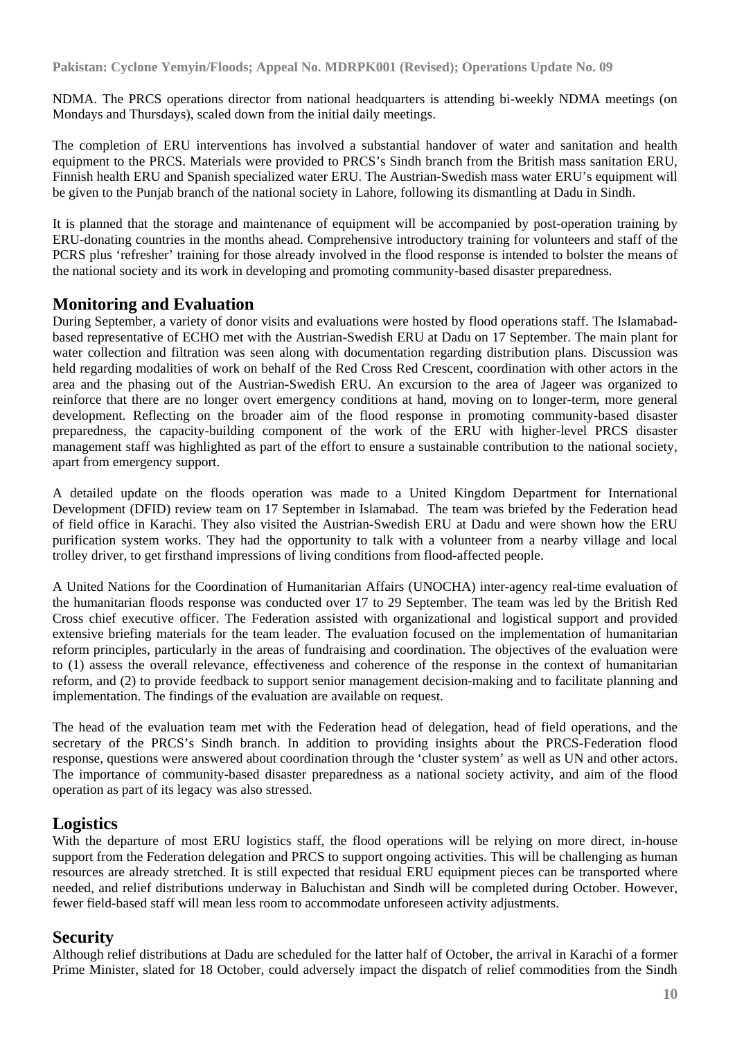NDMA. The PRCS operations director from national headquarters is attending bi-weekly NDMA meetings (on Mondays and Thursdays), scaled down from the initial daily meetings.

The completion of ERU interventions has involved a substantial handover of water and sanitation and health equipment to the PRCS. Materials were provided to PRCS's Sindh branch from the British mass sanitation ERU, Finnish health ERU and Spanish specialized water ERU. The Austrian-Swedish mass water ERU's equipment will be given to the Punjab branch of the national society in Lahore, following its dismantling at Dadu in Sindh.

It is planned that the storage and maintenance of equipment will be accompanied by post-operation training by ERU-donating countries in the months ahead. Comprehensive introductory training for volunteers and staff of the PCRS plus 'refresher' training for those already involved in the flood response is intended to bolster the means of the national society and its work in developing and promoting community-based disaster preparedness.

## Monitoring and Evaluation

During September, a variety of donor visits and evaluations were hosted by flood operations staff. The Islamabad-based representative of ECHO met with the Austrian-Swedish ERU at Dadu on 17 September. The main plant for water collection and filtration was seen along with documentation regarding distribution plans. Discussion was held regarding modalities of work on behalf of the Red Cross Red Crescent, coordination with other actors in the area and the phasing out of the Austrian-Swedish ERU. An excursion to the area of Jageer was organized to reinforce that there are no longer overt emergency conditions at hand, moving on to longer-term, more general development. Reflecting on the broader aim of the flood response in promoting community-based disaster preparedness, the capacity-building component of the work of the ERU with higher-level PRCS disaster management staff was highlighted as part of the effort to ensure a sustainable contribution to the national society, apart from emergency support.

A detailed update on the floods operation was made to a United Kingdom Department for International Development (DFID) review team on 17 September in Islamabad. The team was briefed by the Federation head of field office in Karachi. They also visited the Austrian-Swedish ERU at Dadu and were shown how the ERU purification system works. They had the opportunity to talk with a volunteer from a nearby village and local trolley driver, to get firsthand impressions of living conditions from flood-affected people.

A United Nations for the Coordination of Humanitarian Affairs (UNOCHA) inter-agency real-time evaluation of the humanitarian floods response was conducted over 17 to 29 September. The team was led by the British Red Cross chief executive officer. The Federation assisted with organizational and logistical support and provided extensive briefing materials for the team leader. The evaluation focused on the implementation of humanitarian reform principles, particularly in the areas of fundraising and coordination. The objectives of the evaluation were to (1) assess the overall relevance, effectiveness and coherence of the response in the context of humanitarian reform, and (2) to provide feedback to support senior management decision-making and to facilitate planning and implementation. The findings of the evaluation are available on request.

The head of the evaluation team met with the Federation head of delegation, head of field operations, and the secretary of the PRCS's Sindh branch. In addition to providing insights about the PRCS-Federation flood response, questions were answered about coordination through the 'cluster system' as well as UN and other actors. The importance of community-based disaster preparedness as a national society activity, and aim of the flood operation as part of its legacy was also stressed.

## Logistics

With the departure of most ERU logistics staff, the flood operations will be relying on more direct, in-house support from the Federation delegation and PRCS to support ongoing activities. This will be challenging as human resources are already stretched. It is still expected that residual ERU equipment pieces can be transported where needed, and relief distributions underway in Baluchistan and Sindh will be completed during October. However, fewer field-based staff will mean less room to accommodate unforeseen activity adjustments.

## Security

Although relief distributions at Dadu are scheduled for the latter half of October, the arrival in Karachi of a former Prime Minister, slated for 18 October, could adversely impact the dispatch of relief commodities from the Sindh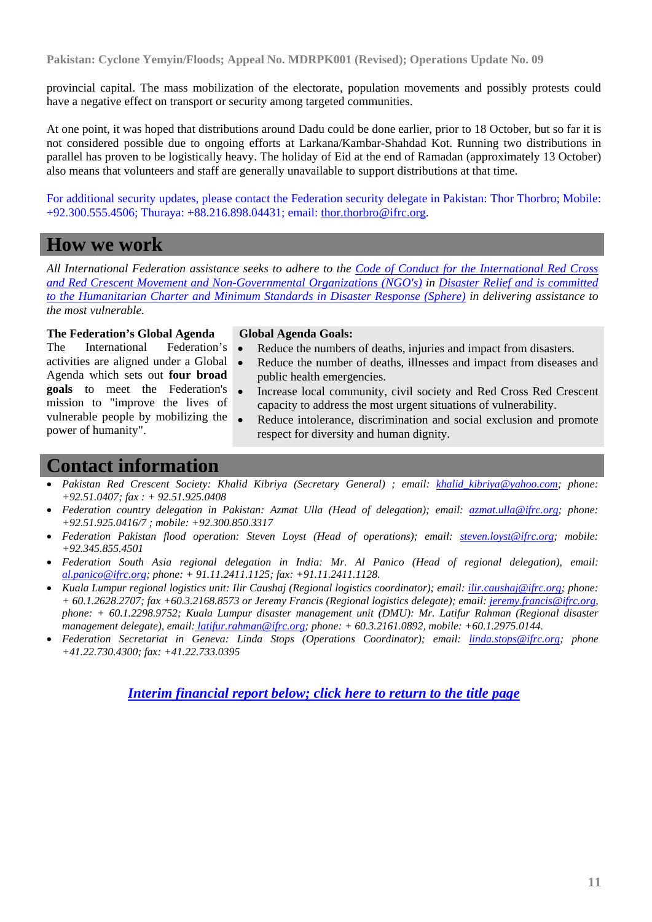provincial capital. The mass mobilization of the electorate, population movements and possibly protests could have a negative effect on transport or security among targeted communities.

At one point, it was hoped that distributions around Dadu could be done earlier, prior to 18 October, but so far it is not considered possible due to ongoing efforts at Larkana/Kambar-Shahdad Kot. Running two distributions in parallel has proven to be logistically heavy. The holiday of Eid at the end of Ramadan (approximately 13 October) also means that volunteers and staff are generally unavailable to support distributions at that time.

For additional security updates, please contact the Federation security delegate in Pakistan: Thor Thorbro; Mobile: +92.300.555.4506; Thuraya: +88.216.898.04431; email: thor.thorbro@ifrc.org.

## How we work

*All International Federation assistance seeks to adhere to the Code of Conduct for the International Red Cross and Red Crescent Movement and Non-Governmental Organizations (NGO's) in Disaster Relief and is committed to the Humanitarian Charter and Minimum Standards in Disaster Response (Sphere) in delivering assistance to the most vulnerable.*

**The Federation's Global Agenda**
The International Federation's activities are aligned under a Global Agenda which sets out **four broad goals** to meet the Federation's mission to "improve the lives of vulnerable people by mobilizing the power of humanity".

**Global Agenda Goals:**

- Reduce the numbers of deaths, injuries and impact from disasters.
- Reduce the number of deaths, illnesses and impact from diseases and public health emergencies.
- Increase local community, civil society and Red Cross Red Crescent capacity to address the most urgent situations of vulnerability.
- Reduce intolerance, discrimination and social exclusion and promote respect for diversity and human dignity.

## Contact information

- *Pakistan Red Crescent Society: Khalid Kibriya (Secretary General) ; email: khalid_kibriya@yahoo.com; phone: +92.51.0407; fax : + 92.51.925.0408*
- *Federation country delegation in Pakistan: Azmat Ulla (Head of delegation); email: azmat.ulla@ifrc.org; phone: +92.51.925.0416/7 ; mobile: +92.300.850.3317*
- *Federation Pakistan flood operation: Steven Loyst (Head of operations); email: steven.loyst@ifrc.org; mobile: +92.345.855.4501*
- *Federation South Asia regional delegation in India: Mr. Al Panico (Head of regional delegation), email: al.panico@ifrc.org; phone: + 91.11.2411.1125; fax: +91.11.2411.1128.*
- *Kuala Lumpur regional logistics unit: Ilir Caushaj (Regional logistics coordinator); email: ilir.caushaj@ifrc.org; phone: + 60.1.2628.2707; fax +60.3.2168.8573 or Jeremy Francis (Regional logistics delegate); email: jeremy.francis@ifrc.org, phone: + 60.1.2298.9752; Kuala Lumpur disaster management unit (DMU): Mr. Latifur Rahman (Regional disaster management delegate), email: latifur.rahman@ifrc.org; phone: + 60.3.2161.0892, mobile: +60.1.2975.0144.*
- *Federation Secretariat in Geneva: Linda Stops (Operations Coordinator); email: linda.stops@ifrc.org; phone +41.22.730.4300; fax: +41.22.733.0395*

***Interim financial report below; click here to return to the title page***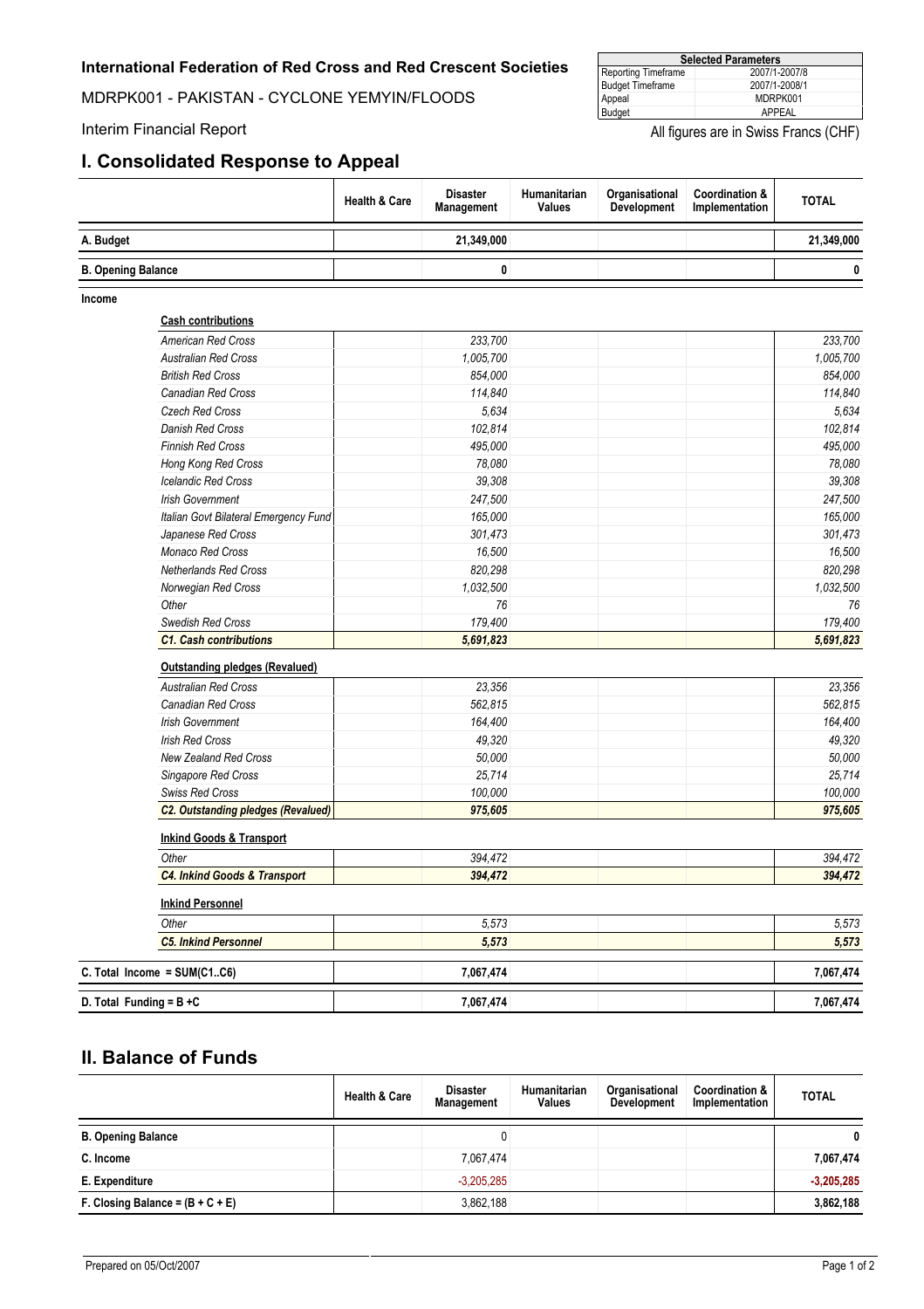**International Federation of Red Cross and Red Crescent Societies**

MDRPK001 - PAKISTAN - CYCLONE YEMYIN/FLOODS

Interim Financial Report

| Selected Parameters | |
|---|---|
| Reporting Timeframe | 2007/1-2007/8 |
| Budget Timeframe | 2007/1-2008/1 |
| Appeal | MDRPK001 |
| Budget | APPEAL |

All figures are in Swiss Francs (CHF)

## I. Consolidated Response to Appeal

| | Health & Care | Disaster Management | Humanitarian Values | Organisational Development | Coordination & Implementation | TOTAL |
|---|---|---|---|---|---|---|
| **A. Budget** | | **21,349,000** | | | | **21,349,000** |
| **B. Opening Balance** | | **0** | | | | **0** |
| **Income** | | | | | | |
| **Cash contributions** | | | | | | |
| *American Red Cross* | | *233,700* | | | | *233,700* |
| *Australian Red Cross* | | *1,005,700* | | | | *1,005,700* |
| *British Red Cross* | | *854,000* | | | | *854,000* |
| *Canadian Red Cross* | | *114,840* | | | | *114,840* |
| *Czech Red Cross* | | *5,634* | | | | *5,634* |
| *Danish Red Cross* | | *102,814* | | | | *102,814* |
| *Finnish Red Cross* | | *495,000* | | | | *495,000* |
| *Hong Kong Red Cross* | | *78,080* | | | | *78,080* |
| *Icelandic Red Cross* | | *39,308* | | | | *39,308* |
| *Irish Government* | | *247,500* | | | | *247,500* |
| *Italian Govt Bilateral Emergency Fund* | | *165,000* | | | | *165,000* |
| *Japanese Red Cross* | | *301,473* | | | | *301,473* |
| *Monaco Red Cross* | | *16,500* | | | | *16,500* |
| *Netherlands Red Cross* | | *820,298* | | | | *820,298* |
| *Norwegian Red Cross* | | *1,032,500* | | | | *1,032,500* |
| *Other* | | *76* | | | | *76* |
| *Swedish Red Cross* | | *179,400* | | | | *179,400* |
| ***C1. Cash contributions*** | | ***5,691,823*** | | | | ***5,691,823*** |
| **Outstanding pledges (Revalued)** | | | | | | |
| *Australian Red Cross* | | *23,356* | | | | *23,356* |
| *Canadian Red Cross* | | *562,815* | | | | *562,815* |
| *Irish Government* | | *164,400* | | | | *164,400* |
| *Irish Red Cross* | | *49,320* | | | | *49,320* |
| *New Zealand Red Cross* | | *50,000* | | | | *50,000* |
| *Singapore Red Cross* | | *25,714* | | | | *25,714* |
| *Swiss Red Cross* | | *100,000* | | | | *100,000* |
| ***C2. Outstanding pledges (Revalued)*** | | ***975,605*** | | | | ***975,605*** |
| **Inkind Goods & Transport** | | | | | | |
| *Other* | | *394,472* | | | | *394,472* |
| ***C4. Inkind Goods & Transport*** | | ***394,472*** | | | | ***394,472*** |
| **Inkind Personnel** | | | | | | |
| *Other* | | *5,573* | | | | *5,573* |
| ***C5. Inkind Personnel*** | | ***5,573*** | | | | ***5,573*** |
| **C. Total Income = SUM(C1..C6)** | | **7,067,474** | | | | **7,067,474** |
| **D. Total Funding = B +C** | | **7,067,474** | | | | **7,067,474** |

## II. Balance of Funds

| | Health & Care | Disaster Management | Humanitarian Values | Organisational Development | Coordination & Implementation | TOTAL |
|---|---|---|---|---|---|---|
| **B. Opening Balance** | | 0 | | | | **0** |
| **C. Income** | | 7,067,474 | | | | **7,067,474** |
| **E. Expenditure** | | -3,205,285 | | | | **-3,205,285** |
| **F. Closing Balance = (B + C + E)** | | 3,862,188 | | | | **3,862,188** |

Prepared on 05/Oct/2007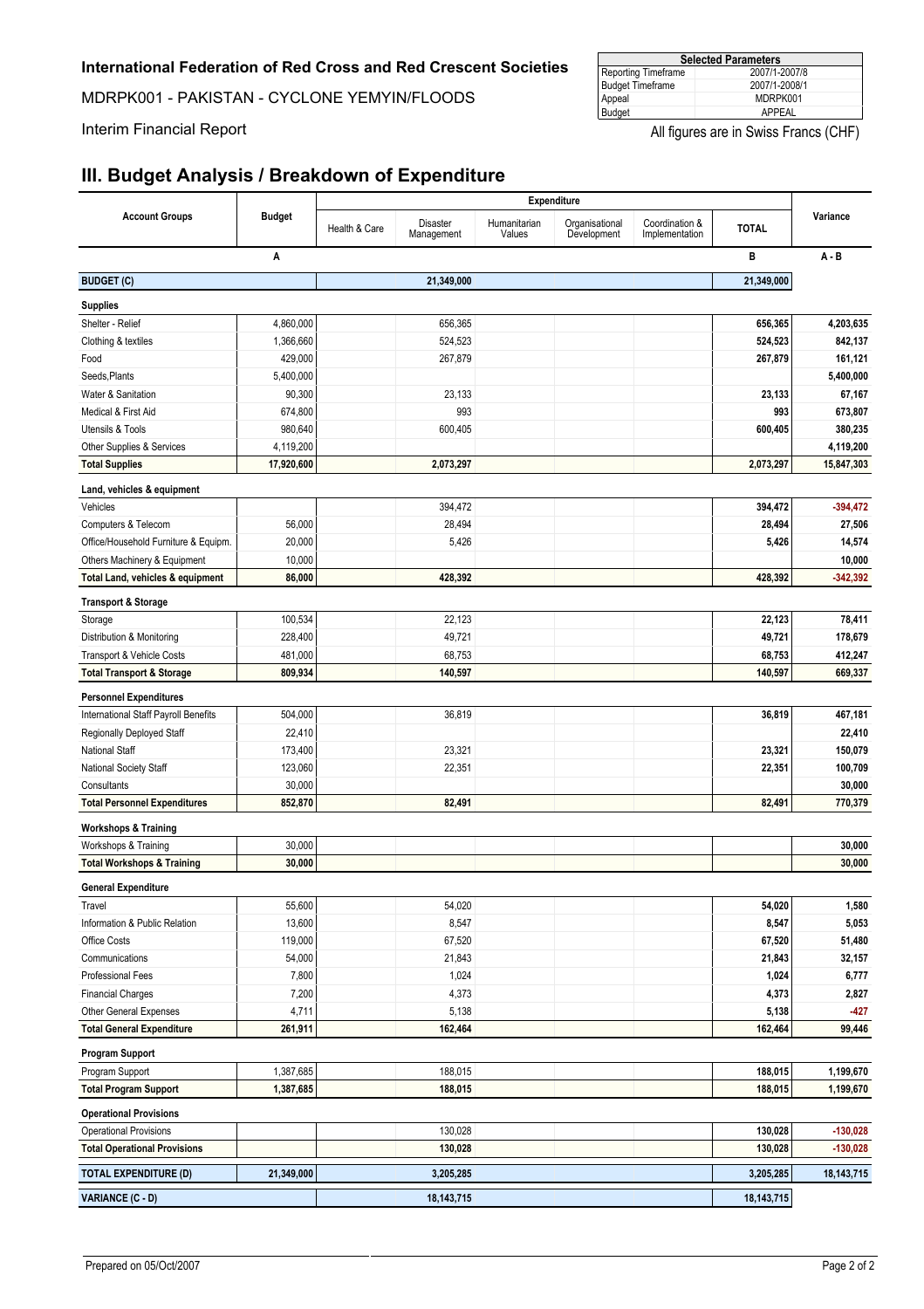**International Federation of Red Cross and Red Crescent Societies**

MDRPK001 - PAKISTAN - CYCLONE YEMYIN/FLOODS

Interim Financial Report

| Selected Parameters | |
|---|---|
| Reporting Timeframe | 2007/1-2007/8 |
| Budget Timeframe | 2007/1-2008/1 |
| Appeal | MDRPK001 |
| Budget | APPEAL |

All figures are in Swiss Francs (CHF)

## III. Budget Analysis / Breakdown of Expenditure

| Account Groups | Budget | Expenditure | | | | | | Variance |
|---|---|---|---|---|---|---|---|---|
| | | Health & Care | Disaster Management | Humanitarian Values | Organisational Development | Coordination & Implementation | TOTAL | |
| | A | | | | | | B | A - B |
| **BUDGET (C)** | | | 21,349,000 | | | | **21,349,000** | |
| **Supplies** | | | | | | | | |
| Shelter - Relief | 4,860,000 | | 656,365 | | | | **656,365** | **4,203,635** |
| Clothing & textiles | 1,366,660 | | 524,523 | | | | **524,523** | **842,137** |
| Food | 429,000 | | 267,879 | | | | **267,879** | **161,121** |
| Seeds,Plants | 5,400,000 | | | | | | | **5,400,000** |
| Water & Sanitation | 90,300 | | 23,133 | | | | **23,133** | **67,167** |
| Medical & First Aid | 674,800 | | 993 | | | | **993** | **673,807** |
| Utensils & Tools | 980,640 | | 600,405 | | | | **600,405** | **380,235** |
| Other Supplies & Services | 4,119,200 | | | | | | | **4,119,200** |
| **Total Supplies** | **17,920,600** | | **2,073,297** | | | | **2,073,297** | **15,847,303** |
| **Land, vehicles & equipment** | | | | | | | | |
| Vehicles | | | 394,472 | | | | **394,472** | **-394,472** |
| Computers & Telecom | 56,000 | | 28,494 | | | | **28,494** | **27,506** |
| Office/Household Furniture & Equipm. | 20,000 | | 5,426 | | | | **5,426** | **14,574** |
| Others Machinery & Equipment | 10,000 | | | | | | | **10,000** |
| **Total Land, vehicles & equipment** | **86,000** | | **428,392** | | | | **428,392** | **-342,392** |
| **Transport & Storage** | | | | | | | | |
| Storage | 100,534 | | 22,123 | | | | **22,123** | **78,411** |
| Distribution & Monitoring | 228,400 | | 49,721 | | | | **49,721** | **178,679** |
| Transport & Vehicle Costs | 481,000 | | 68,753 | | | | **68,753** | **412,247** |
| **Total Transport & Storage** | **809,934** | | **140,597** | | | | **140,597** | **669,337** |
| **Personnel Expenditures** | | | | | | | | |
| International Staff Payroll Benefits | 504,000 | | 36,819 | | | | **36,819** | **467,181** |
| Regionally Deployed Staff | 22,410 | | | | | | | **22,410** |
| National Staff | 173,400 | | 23,321 | | | | **23,321** | **150,079** |
| National Society Staff | 123,060 | | 22,351 | | | | **22,351** | **100,709** |
| Consultants | 30,000 | | | | | | | **30,000** |
| **Total Personnel Expenditures** | **852,870** | | **82,491** | | | | **82,491** | **770,379** |
| **Workshops & Training** | | | | | | | | |
| Workshops & Training | 30,000 | | | | | | | **30,000** |
| **Total Workshops & Training** | **30,000** | | | | | | | **30,000** |
| **General Expenditure** | | | | | | | | |
| Travel | 55,600 | | 54,020 | | | | **54,020** | **1,580** |
| Information & Public Relation | 13,600 | | 8,547 | | | | **8,547** | **5,053** |
| Office Costs | 119,000 | | 67,520 | | | | **67,520** | **51,480** |
| Communications | 54,000 | | 21,843 | | | | **21,843** | **32,157** |
| Professional Fees | 7,800 | | 1,024 | | | | **1,024** | **6,777** |
| Financial Charges | 7,200 | | 4,373 | | | | **4,373** | **2,827** |
| Other General Expenses | 4,711 | | 5,138 | | | | **5,138** | **-427** |
| **Total General Expenditure** | **261,911** | | **162,464** | | | | **162,464** | **99,446** |
| **Program Support** | | | | | | | | |
| Program Support | 1,387,685 | | 188,015 | | | | **188,015** | **1,199,670** |
| **Total Program Support** | **1,387,685** | | **188,015** | | | | **188,015** | **1,199,670** |
| **Operational Provisions** | | | | | | | | |
| Operational Provisions | | | 130,028 | | | | **130,028** | **-130,028** |
| **Total Operational Provisions** | | | **130,028** | | | | **130,028** | **-130,028** |
| **TOTAL EXPENDITURE (D)** | **21,349,000** | | **3,205,285** | | | | **3,205,285** | **18,143,715** |
| **VARIANCE (C - D)** | | | **18,143,715** | | | | **18,143,715** | |

Prepared on 05/Oct/2007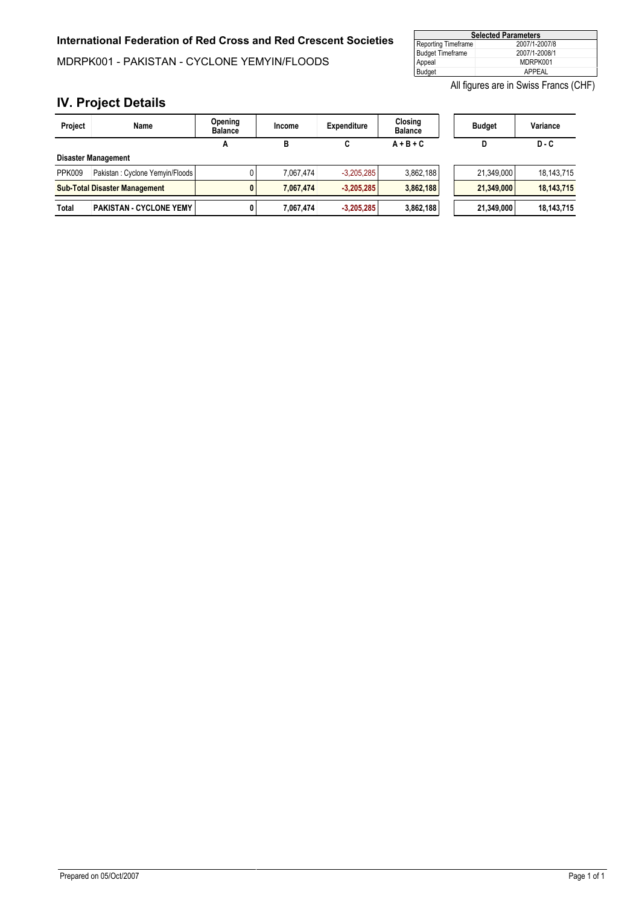**International Federation of Red Cross and Red Crescent Societies**

MDRPK001 - PAKISTAN - CYCLONE YEMYIN/FLOODS

| Selected Parameters | |
|---|---|
| Reporting Timeframe | 2007/1-2007/8 |
| Budget Timeframe | 2007/1-2008/1 |
| Appeal | MDRPK001 |
| Budget | APPEAL |

All figures are in Swiss Francs (CHF)

## IV. Project Details

| Project | Name | Opening Balance | Income | Expenditure | Closing Balance | Budget | Variance |
|---|---|---|---|---|---|---|---|
| | | A | B | C | A + B + C | D | D - C |
| **Disaster Management** | | | | | | | |
| PPK009 | Pakistan : Cyclone Yemyin/Floods | 0 | 7,067,474 | -3,205,285 | 3,862,188 | 21,349,000 | 18,143,715 |
| **Sub-Total Disaster Management** | | **0** | **7,067,474** | **-3,205,285** | **3,862,188** | **21,349,000** | **18,143,715** |
| **Total** | **PAKISTAN - CYCLONE YEMY** | **0** | **7,067,474** | **-3,205,285** | **3,862,188** | **21,349,000** | **18,143,715** |

Prepared on 05/Oct/2007